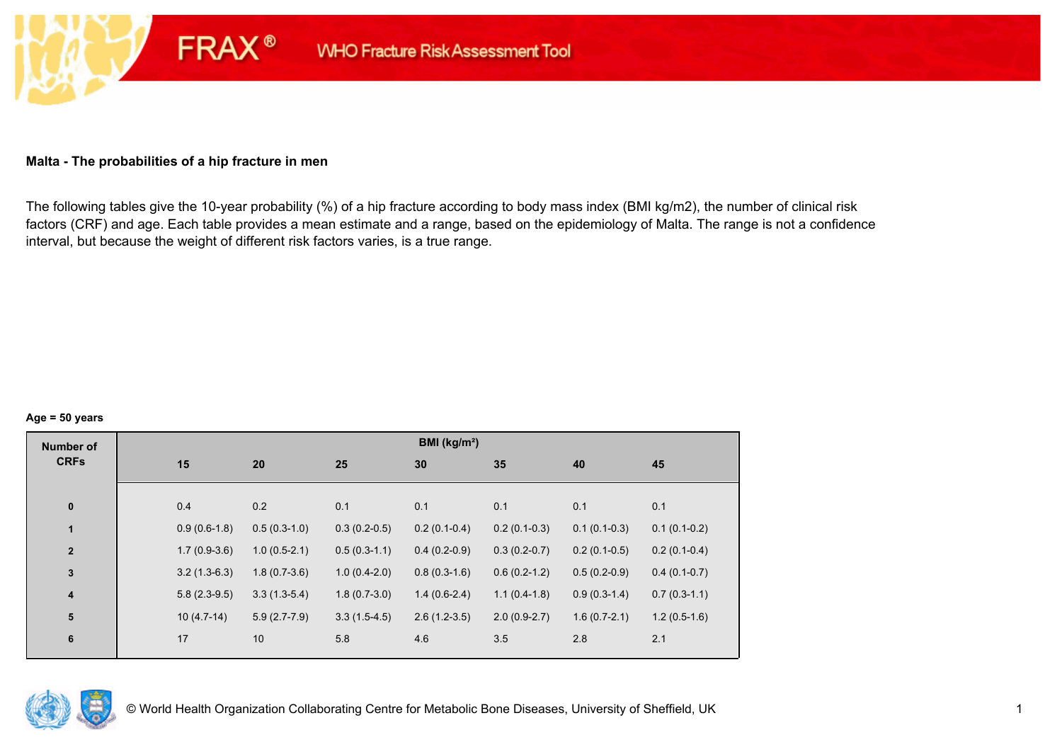**Malta - The probabilities of a hip fracture in men**

The following tables give the 10-year probability (%) of a hip fracture according to body mass index (BMI kg/m2), the number of clinical risk factors (CRF) and age. Each table provides a mean estimate and a range, based on the epidemiology of Malta. The range is not a confidence interval, but because the weight of different risk factors varies, is a true range.

**Age = 50 years**

| Number of CRFs | BMI (kg/m²) | | | | | | |
|---|---|---|---|---|---|---|---|
| | 15 | 20 | 25 | 30 | 35 | 40 | 45 |
| 0 | 0.4 | 0.2 | 0.1 | 0.1 | 0.1 | 0.1 | 0.1 |
| 1 | 0.9 (0.6-1.8) | 0.5 (0.3-1.0) | 0.3 (0.2-0.5) | 0.2 (0.1-0.4) | 0.2 (0.1-0.3) | 0.1 (0.1-0.3) | 0.1 (0.1-0.2) |
| 2 | 1.7 (0.9-3.6) | 1.0 (0.5-2.1) | 0.5 (0.3-1.1) | 0.4 (0.2-0.9) | 0.3 (0.2-0.7) | 0.2 (0.1-0.5) | 0.2 (0.1-0.4) |
| 3 | 3.2 (1.3-6.3) | 1.8 (0.7-3.6) | 1.0 (0.4-2.0) | 0.8 (0.3-1.6) | 0.6 (0.2-1.2) | 0.5 (0.2-0.9) | 0.4 (0.1-0.7) |
| 4 | 5.8 (2.3-9.5) | 3.3 (1.3-5.4) | 1.8 (0.7-3.0) | 1.4 (0.6-2.4) | 1.1 (0.4-1.8) | 0.9 (0.3-1.4) | 0.7 (0.3-1.1) |
| 5 | 10 (4.7-14) | 5.9 (2.7-7.9) | 3.3 (1.5-4.5) | 2.6 (1.2-3.5) | 2.0 (0.9-2.7) | 1.6 (0.7-2.1) | 1.2 (0.5-1.6) |
| 6 | 17 | 10 | 5.8 | 4.6 | 3.5 | 2.8 | 2.1 |

© World Health Organization Collaborating Centre for Metabolic Bone Diseases, University of Sheffield, UK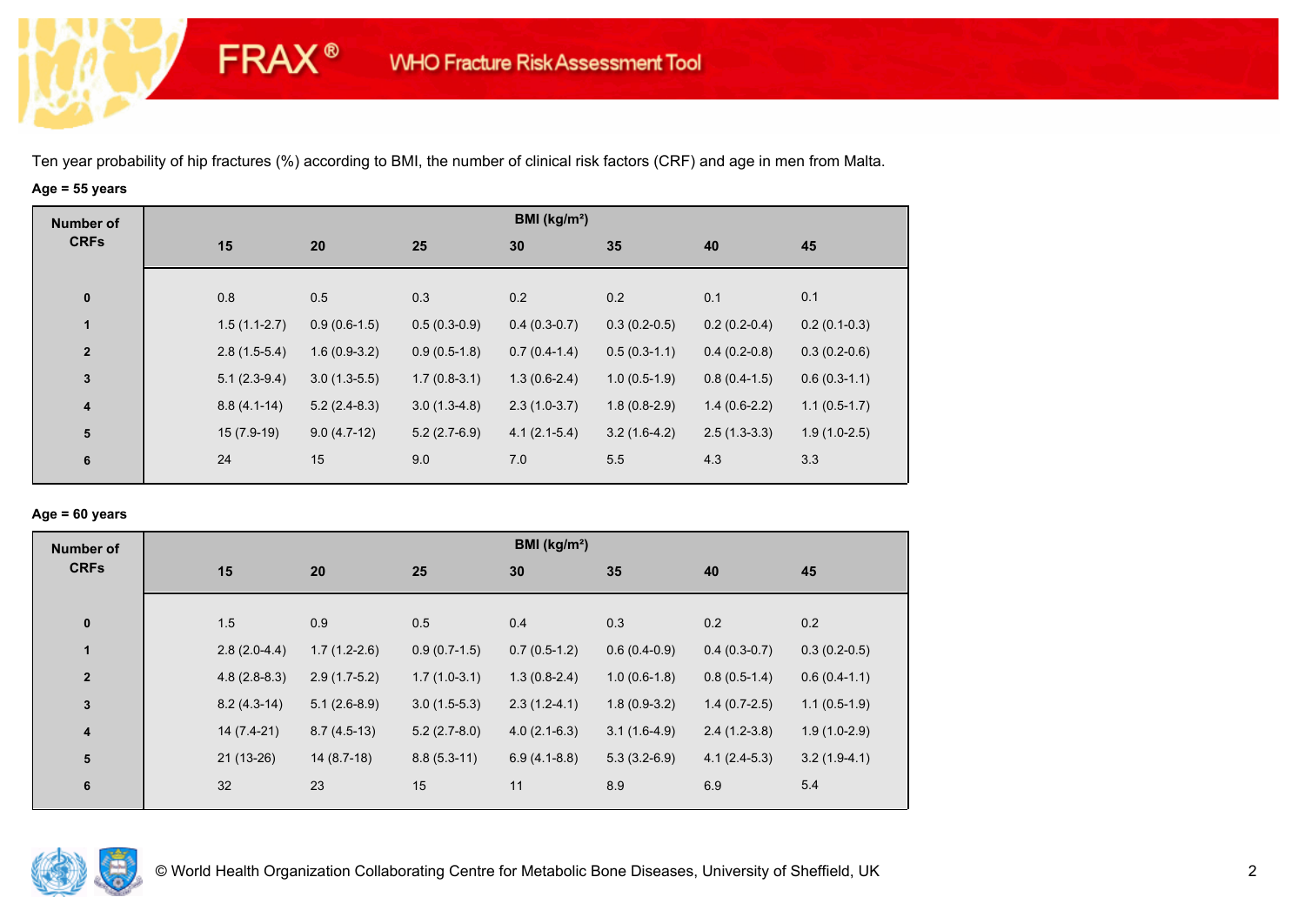Ten year probability of hip fractures (%) according to BMI, the number of clinical risk factors (CRF) and age in men from Malta.

**Age = 55 years**

| Number of CRFs | BMI (kg/m²) | | | | | | |
|---|---|---|---|---|---|---|---|
| | 15 | 20 | 25 | 30 | 35 | 40 | 45 |
| 0 | 0.8 | 0.5 | 0.3 | 0.2 | 0.2 | 0.1 | 0.1 |
| 1 | 1.5 (1.1-2.7) | 0.9 (0.6-1.5) | 0.5 (0.3-0.9) | 0.4 (0.3-0.7) | 0.3 (0.2-0.5) | 0.2 (0.2-0.4) | 0.2 (0.1-0.3) |
| 2 | 2.8 (1.5-5.4) | 1.6 (0.9-3.2) | 0.9 (0.5-1.8) | 0.7 (0.4-1.4) | 0.5 (0.3-1.1) | 0.4 (0.2-0.8) | 0.3 (0.2-0.6) |
| 3 | 5.1 (2.3-9.4) | 3.0 (1.3-5.5) | 1.7 (0.8-3.1) | 1.3 (0.6-2.4) | 1.0 (0.5-1.9) | 0.8 (0.4-1.5) | 0.6 (0.3-1.1) |
| 4 | 8.8 (4.1-14) | 5.2 (2.4-8.3) | 3.0 (1.3-4.8) | 2.3 (1.0-3.7) | 1.8 (0.8-2.9) | 1.4 (0.6-2.2) | 1.1 (0.5-1.7) |
| 5 | 15 (7.9-19) | 9.0 (4.7-12) | 5.2 (2.7-6.9) | 4.1 (2.1-5.4) | 3.2 (1.6-4.2) | 2.5 (1.3-3.3) | 1.9 (1.0-2.5) |
| 6 | 24 | 15 | 9.0 | 7.0 | 5.5 | 4.3 | 3.3 |

**Age = 60 years**

| Number of CRFs | BMI (kg/m²) | | | | | | |
|---|---|---|---|---|---|---|---|
| | 15 | 20 | 25 | 30 | 35 | 40 | 45 |
| 0 | 1.5 | 0.9 | 0.5 | 0.4 | 0.3 | 0.2 | 0.2 |
| 1 | 2.8 (2.0-4.4) | 1.7 (1.2-2.6) | 0.9 (0.7-1.5) | 0.7 (0.5-1.2) | 0.6 (0.4-0.9) | 0.4 (0.3-0.7) | 0.3 (0.2-0.5) |
| 2 | 4.8 (2.8-8.3) | 2.9 (1.7-5.2) | 1.7 (1.0-3.1) | 1.3 (0.8-2.4) | 1.0 (0.6-1.8) | 0.8 (0.5-1.4) | 0.6 (0.4-1.1) |
| 3 | 8.2 (4.3-14) | 5.1 (2.6-8.9) | 3.0 (1.5-5.3) | 2.3 (1.2-4.1) | 1.8 (0.9-3.2) | 1.4 (0.7-2.5) | 1.1 (0.5-1.9) |
| 4 | 14 (7.4-21) | 8.7 (4.5-13) | 5.2 (2.7-8.0) | 4.0 (2.1-6.3) | 3.1 (1.6-4.9) | 2.4 (1.2-3.8) | 1.9 (1.0-2.9) |
| 5 | 21 (13-26) | 14 (8.7-18) | 8.8 (5.3-11) | 6.9 (4.1-8.8) | 5.3 (3.2-6.9) | 4.1 (2.4-5.3) | 3.2 (1.9-4.1) |
| 6 | 32 | 23 | 15 | 11 | 8.9 | 6.9 | 5.4 |

© World Health Organization Collaborating Centre for Metabolic Bone Diseases, University of Sheffield, UK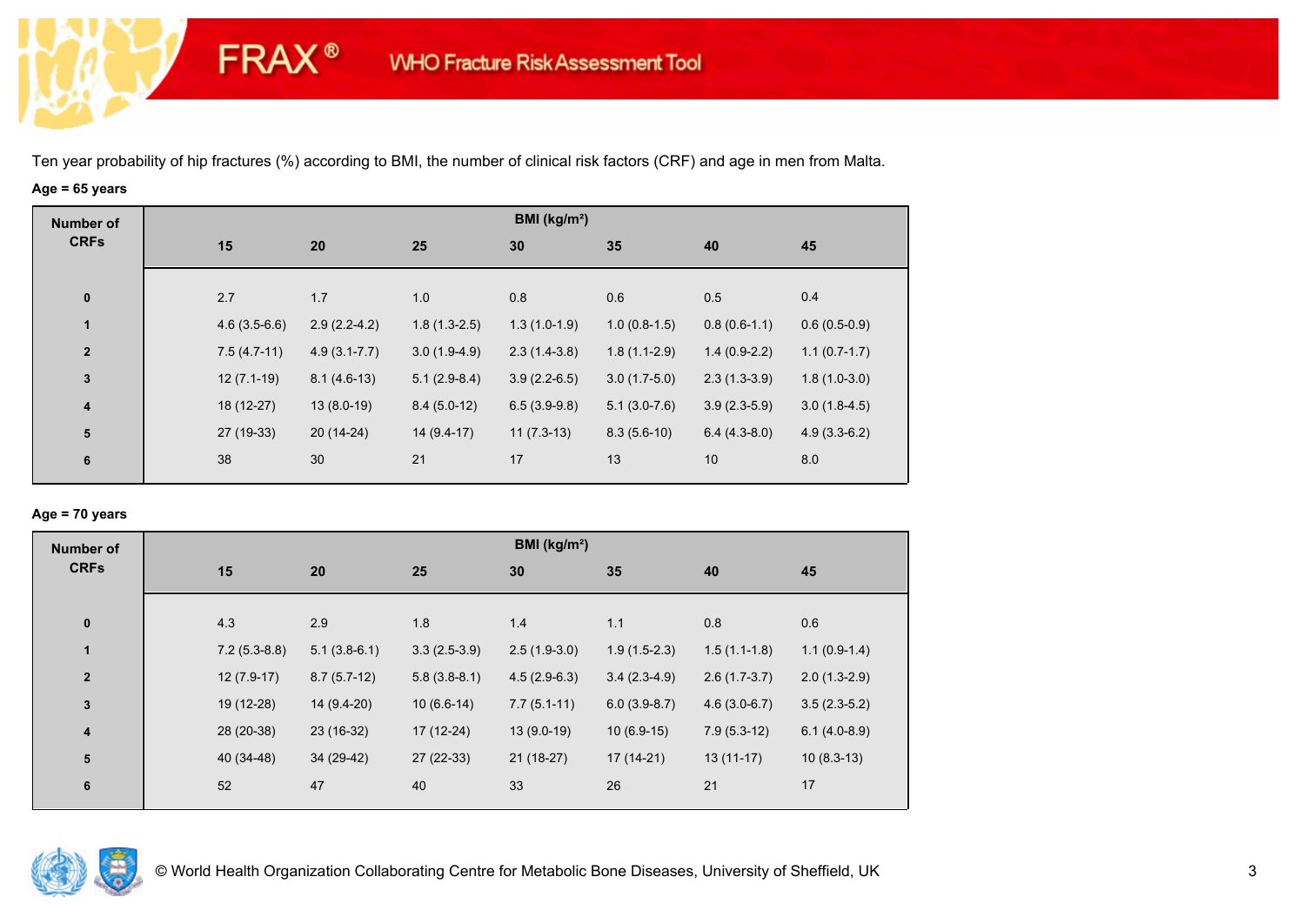Ten year probability of hip fractures (%) according to BMI, the number of clinical risk factors (CRF) and age in men from Malta.

**Age = 65 years**

| Number of CRFs | BMI (kg/m²) | | | | | | |
|---|---|---|---|---|---|---|---|
| | 15 | 20 | 25 | 30 | 35 | 40 | 45 |
| 0 | 2.7 | 1.7 | 1.0 | 0.8 | 0.6 | 0.5 | 0.4 |
| 1 | 4.6 (3.5-6.6) | 2.9 (2.2-4.2) | 1.8 (1.3-2.5) | 1.3 (1.0-1.9) | 1.0 (0.8-1.5) | 0.8 (0.6-1.1) | 0.6 (0.5-0.9) |
| 2 | 7.5 (4.7-11) | 4.9 (3.1-7.7) | 3.0 (1.9-4.9) | 2.3 (1.4-3.8) | 1.8 (1.1-2.9) | 1.4 (0.9-2.2) | 1.1 (0.7-1.7) |
| 3 | 12 (7.1-19) | 8.1 (4.6-13) | 5.1 (2.9-8.4) | 3.9 (2.2-6.5) | 3.0 (1.7-5.0) | 2.3 (1.3-3.9) | 1.8 (1.0-3.0) |
| 4 | 18 (12-27) | 13 (8.0-19) | 8.4 (5.0-12) | 6.5 (3.9-9.8) | 5.1 (3.0-7.6) | 3.9 (2.3-5.9) | 3.0 (1.8-4.5) |
| 5 | 27 (19-33) | 20 (14-24) | 14 (9.4-17) | 11 (7.3-13) | 8.3 (5.6-10) | 6.4 (4.3-8.0) | 4.9 (3.3-6.2) |
| 6 | 38 | 30 | 21 | 17 | 13 | 10 | 8.0 |

**Age = 70 years**

| Number of CRFs | BMI (kg/m²) | | | | | | |
|---|---|---|---|---|---|---|---|
| | 15 | 20 | 25 | 30 | 35 | 40 | 45 |
| 0 | 4.3 | 2.9 | 1.8 | 1.4 | 1.1 | 0.8 | 0.6 |
| 1 | 7.2 (5.3-8.8) | 5.1 (3.8-6.1) | 3.3 (2.5-3.9) | 2.5 (1.9-3.0) | 1.9 (1.5-2.3) | 1.5 (1.1-1.8) | 1.1 (0.9-1.4) |
| 2 | 12 (7.9-17) | 8.7 (5.7-12) | 5.8 (3.8-8.1) | 4.5 (2.9-6.3) | 3.4 (2.3-4.9) | 2.6 (1.7-3.7) | 2.0 (1.3-2.9) |
| 3 | 19 (12-28) | 14 (9.4-20) | 10 (6.6-14) | 7.7 (5.1-11) | 6.0 (3.9-8.7) | 4.6 (3.0-6.7) | 3.5 (2.3-5.2) |
| 4 | 28 (20-38) | 23 (16-32) | 17 (12-24) | 13 (9.0-19) | 10 (6.9-15) | 7.9 (5.3-12) | 6.1 (4.0-8.9) |
| 5 | 40 (34-48) | 34 (29-42) | 27 (22-33) | 21 (18-27) | 17 (14-21) | 13 (11-17) | 10 (8.3-13) |
| 6 | 52 | 47 | 40 | 33 | 26 | 21 | 17 |

© World Health Organization Collaborating Centre for Metabolic Bone Diseases, University of Sheffield, UK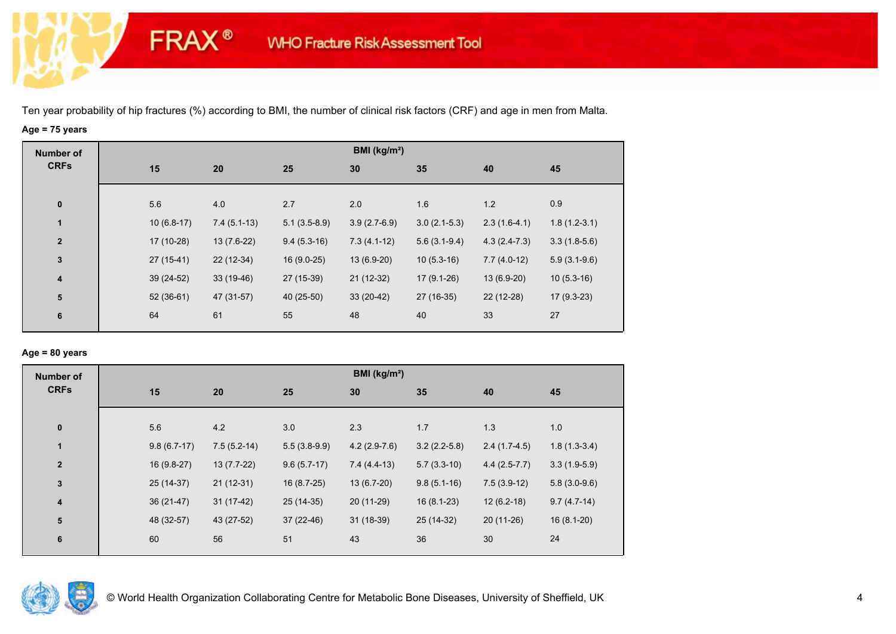Ten year probability of hip fractures (%) according to BMI, the number of clinical risk factors (CRF) and age in men from Malta.

**Age = 75 years**

| Number of CRFs | BMI (kg/m²) | | | | | | |
|---|---|---|---|---|---|---|---|
| | 15 | 20 | 25 | 30 | 35 | 40 | 45 |
| 0 | 5.6 | 4.0 | 2.7 | 2.0 | 1.6 | 1.2 | 0.9 |
| 1 | 10 (6.8-17) | 7.4 (5.1-13) | 5.1 (3.5-8.9) | 3.9 (2.7-6.9) | 3.0 (2.1-5.3) | 2.3 (1.6-4.1) | 1.8 (1.2-3.1) |
| 2 | 17 (10-28) | 13 (7.6-22) | 9.4 (5.3-16) | 7.3 (4.1-12) | 5.6 (3.1-9.4) | 4.3 (2.4-7.3) | 3.3 (1.8-5.6) |
| 3 | 27 (15-41) | 22 (12-34) | 16 (9.0-25) | 13 (6.9-20) | 10 (5.3-16) | 7.7 (4.0-12) | 5.9 (3.1-9.6) |
| 4 | 39 (24-52) | 33 (19-46) | 27 (15-39) | 21 (12-32) | 17 (9.1-26) | 13 (6.9-20) | 10 (5.3-16) |
| 5 | 52 (36-61) | 47 (31-57) | 40 (25-50) | 33 (20-42) | 27 (16-35) | 22 (12-28) | 17 (9.3-23) |
| 6 | 64 | 61 | 55 | 48 | 40 | 33 | 27 |

**Age = 80 years**

| Number of CRFs | BMI (kg/m²) | | | | | | |
|---|---|---|---|---|---|---|---|
| | 15 | 20 | 25 | 30 | 35 | 40 | 45 |
| 0 | 5.6 | 4.2 | 3.0 | 2.3 | 1.7 | 1.3 | 1.0 |
| 1 | 9.8 (6.7-17) | 7.5 (5.2-14) | 5.5 (3.8-9.9) | 4.2 (2.9-7.6) | 3.2 (2.2-5.8) | 2.4 (1.7-4.5) | 1.8 (1.3-3.4) |
| 2 | 16 (9.8-27) | 13 (7.7-22) | 9.6 (5.7-17) | 7.4 (4.4-13) | 5.7 (3.3-10) | 4.4 (2.5-7.7) | 3.3 (1.9-5.9) |
| 3 | 25 (14-37) | 21 (12-31) | 16 (8.7-25) | 13 (6.7-20) | 9.8 (5.1-16) | 7.5 (3.9-12) | 5.8 (3.0-9.6) |
| 4 | 36 (21-47) | 31 (17-42) | 25 (14-35) | 20 (11-29) | 16 (8.1-23) | 12 (6.2-18) | 9.7 (4.7-14) |
| 5 | 48 (32-57) | 43 (27-52) | 37 (22-46) | 31 (18-39) | 25 (14-32) | 20 (11-26) | 16 (8.1-20) |
| 6 | 60 | 56 | 51 | 43 | 36 | 30 | 24 |

© World Health Organization Collaborating Centre for Metabolic Bone Diseases, University of Sheffield, UK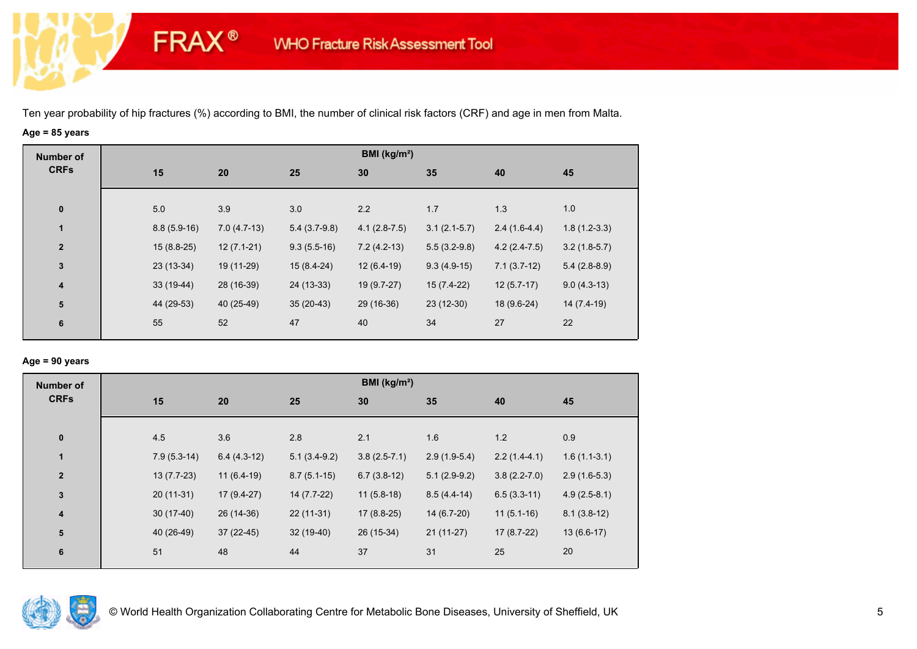Ten year probability of hip fractures (%) according to BMI, the number of clinical risk factors (CRF) and age in men from Malta.

**Age = 85 years**

| Number of CRFs | BMI (kg/m²) | | | | | | |
|---|---|---|---|---|---|---|---|
| | 15 | 20 | 25 | 30 | 35 | 40 | 45 |
| 0 | 5.0 | 3.9 | 3.0 | 2.2 | 1.7 | 1.3 | 1.0 |
| 1 | 8.8 (5.9-16) | 7.0 (4.7-13) | 5.4 (3.7-9.8) | 4.1 (2.8-7.5) | 3.1 (2.1-5.7) | 2.4 (1.6-4.4) | 1.8 (1.2-3.3) |
| 2 | 15 (8.8-25) | 12 (7.1-21) | 9.3 (5.5-16) | 7.2 (4.2-13) | 5.5 (3.2-9.8) | 4.2 (2.4-7.5) | 3.2 (1.8-5.7) |
| 3 | 23 (13-34) | 19 (11-29) | 15 (8.4-24) | 12 (6.4-19) | 9.3 (4.9-15) | 7.1 (3.7-12) | 5.4 (2.8-8.9) |
| 4 | 33 (19-44) | 28 (16-39) | 24 (13-33) | 19 (9.7-27) | 15 (7.4-22) | 12 (5.7-17) | 9.0 (4.3-13) |
| 5 | 44 (29-53) | 40 (25-49) | 35 (20-43) | 29 (16-36) | 23 (12-30) | 18 (9.6-24) | 14 (7.4-19) |
| 6 | 55 | 52 | 47 | 40 | 34 | 27 | 22 |

**Age = 90 years**

| Number of CRFs | BMI (kg/m²) | | | | | | |
|---|---|---|---|---|---|---|---|
| | 15 | 20 | 25 | 30 | 35 | 40 | 45 |
| 0 | 4.5 | 3.6 | 2.8 | 2.1 | 1.6 | 1.2 | 0.9 |
| 1 | 7.9 (5.3-14) | 6.4 (4.3-12) | 5.1 (3.4-9.2) | 3.8 (2.5-7.1) | 2.9 (1.9-5.4) | 2.2 (1.4-4.1) | 1.6 (1.1-3.1) |
| 2 | 13 (7.7-23) | 11 (6.4-19) | 8.7 (5.1-15) | 6.7 (3.8-12) | 5.1 (2.9-9.2) | 3.8 (2.2-7.0) | 2.9 (1.6-5.3) |
| 3 | 20 (11-31) | 17 (9.4-27) | 14 (7.7-22) | 11 (5.8-18) | 8.5 (4.4-14) | 6.5 (3.3-11) | 4.9 (2.5-8.1) |
| 4 | 30 (17-40) | 26 (14-36) | 22 (11-31) | 17 (8.8-25) | 14 (6.7-20) | 11 (5.1-16) | 8.1 (3.8-12) |
| 5 | 40 (26-49) | 37 (22-45) | 32 (19-40) | 26 (15-34) | 21 (11-27) | 17 (8.7-22) | 13 (6.6-17) |
| 6 | 51 | 48 | 44 | 37 | 31 | 25 | 20 |

© World Health Organization Collaborating Centre for Metabolic Bone Diseases, University of Sheffield, UK